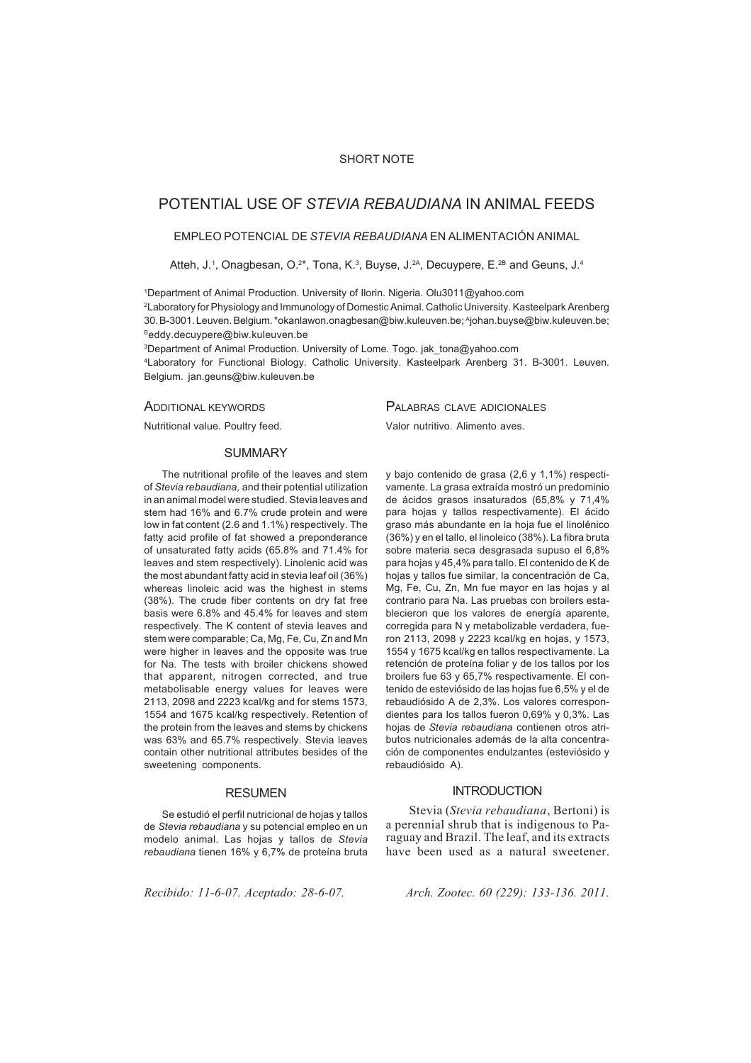SHORT NOTE

# POTENTIAL USE OF *STEVIA REBAUDIANA* IN ANIMAL FEEDS

## EMPLEO POTENCIAL DE *STEVIA REBAUDIANA* EN ALIMENTACIÓN ANIMAL

Atteh, J.[1], Onagbesan, O.[2]*, Tona, K.[3], Buyse, J.[2A], Decuypere, E.[2B] and Geuns, J.[4]

[1]Department of Animal Production. University of Ilorin. Nigeria. Olu3011@yahoo.com

[2]Laboratory for Physiology and Immunology of Domestic Animal. Catholic University. Kasteelpark Arenberg 30. B-3001. Leuven. Belgium. *okanlawon.onagbesan@biw.kuleuven.be; [A]johan.buyse@biw.kuleuven.be; [B]eddy.decuypere@biw.kuleuven.be

[3]Department of Animal Production. University of Lome. Togo. jak_tona@yahoo.com

[4]Laboratory for Functional Biology. Catholic University. Kasteelpark Arenberg 31. B-3001. Leuven. Belgium. jan.geuns@biw.kuleuven.be

### ADDITIONAL KEYWORDS

Nutritional value. Poultry feed.

### PALABRAS CLAVE ADICIONALES

Valor nutritivo. Alimento aves.

## SUMMARY

The nutritional profile of the leaves and stem of *Stevia rebaudiana,* and their potential utilization in an animal model were studied. Stevia leaves and stem had 16% and 6.7% crude protein and were low in fat content (2.6 and 1.1%) respectively. The fatty acid profile of fat showed a preponderance of unsaturated fatty acids (65.8% and 71.4% for leaves and stem respectively). Linolenic acid was the most abundant fatty acid in stevia leaf oil (36%) whereas linoleic acid was the highest in stems (38%). The crude fiber contents on dry fat free basis were 6.8% and 45.4% for leaves and stem respectively. The K content of stevia leaves and stem were comparable; Ca, Mg, Fe, Cu, Zn and Mn were higher in leaves and the opposite was true for Na. The tests with broiler chickens showed that apparent, nitrogen corrected, and true metabolisable energy values for leaves were 2113, 2098 and 2223 kcal/kg and for stems 1573, 1554 and 1675 kcal/kg respectively. Retention of the protein from the leaves and stems by chickens was 63% and 65.7% respectively. Stevia leaves contain other nutritional attributes besides of the sweetening components.

## RESUMEN

Se estudió el perfil nutricional de hojas y tallos de *Stevia rebaudiana* y su potencial empleo en un modelo animal. Las hojas y tallos de *Stevia rebaudiana* tienen 16% y 6,7% de proteína bruta y bajo contenido de grasa (2,6 y 1,1%) respectivamente. La grasa extraída mostró un predominio de ácidos grasos insaturados (65,8% y 71,4% para hojas y tallos respectivamente). El ácido graso más abundante en la hoja fue el linolénico (36%) y en el tallo, el linoleico (38%). La fibra bruta sobre materia seca desgrasada supuso el 6,8% para hojas y 45,4% para tallo. El contenido de K de hojas y tallos fue similar, la concentración de Ca, Mg, Fe, Cu, Zn, Mn fue mayor en las hojas y al contrario para Na. Las pruebas con broilers establecieron que los valores de energía aparente, corregida para N y metabolizable verdadera, fueron 2113, 2098 y 2223 kcal/kg en hojas, y 1573, 1554 y 1675 kcal/kg en tallos respectivamente. La retención de proteína foliar y de los tallos por los broilers fue 63 y 65,7% respectivamente. El contenido de esteviósido de las hojas fue 6,5% y el de rebaudiósido A de 2,3%. Los valores correspondientes para los tallos fueron 0,69% y 0,3%. Las hojas de *Stevia rebaudiana* contienen otros atributos nutricionales además de la alta concentración de componentes endulzantes (esteviósido y rebaudiósido A).

## INTRODUCTION

Stevia (*Stevia rebaudiana*, Bertoni) is a perennial shrub that is indigenous to Paraguay and Brazil. The leaf, and its extracts have been used as a natural sweetener.

*Recibido: 11-6-07. Aceptado: 28-6-07.*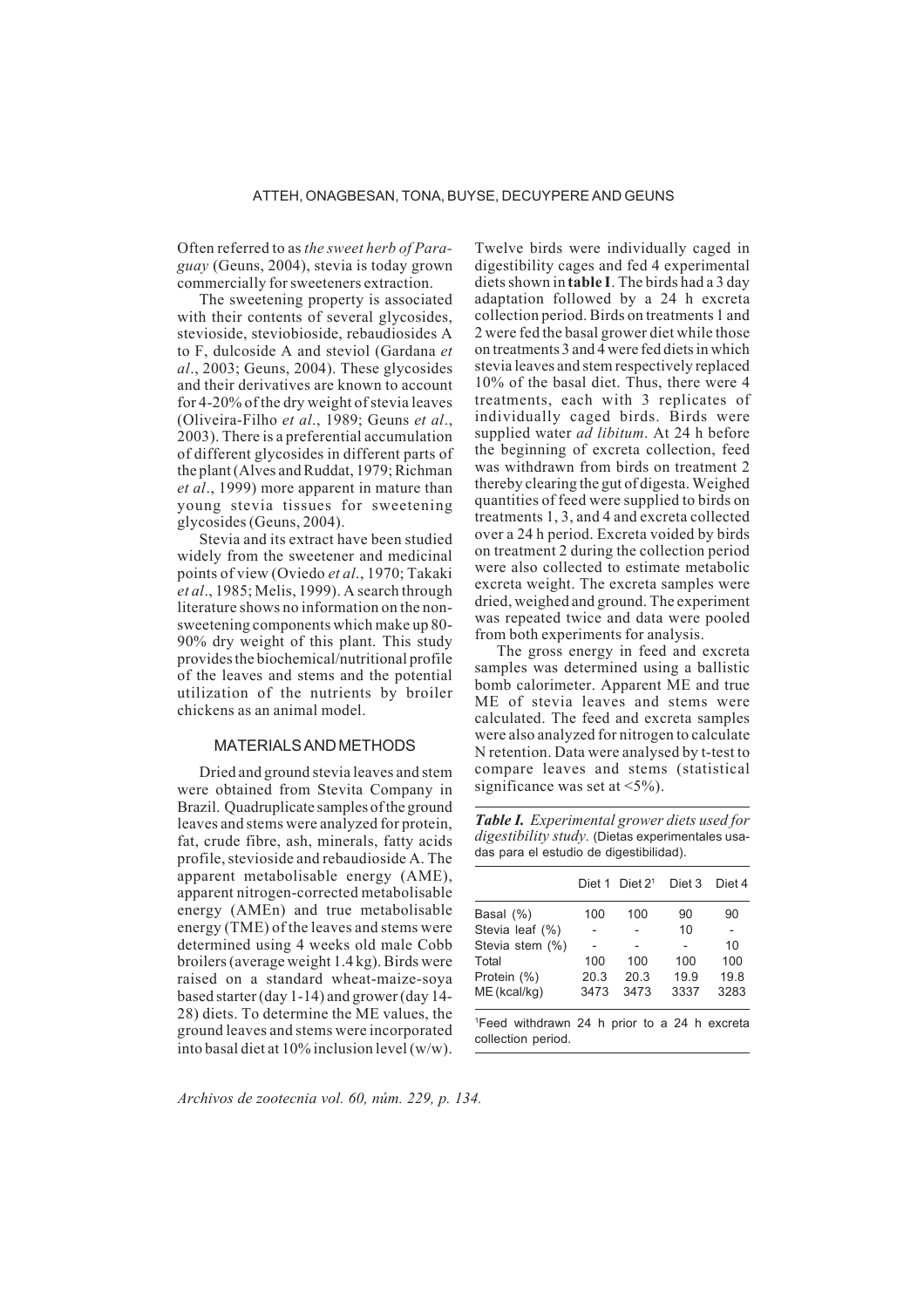Often referred to as *the sweet herb of Paraguay* (Geuns, 2004), stevia is today grown commercially for sweeteners extraction.

The sweetening property is associated with their contents of several glycosides, stevioside, steviobioside, rebaudiosides A to F, dulcoside A and steviol (Gardana *et al*., 2003; Geuns, 2004). These glycosides and their derivatives are known to account for 4-20% of the dry weight of stevia leaves (Oliveira-Filho *et al*., 1989; Geuns *et al*., 2003). There is a preferential accumulation of different glycosides in different parts of the plant (Alves and Ruddat, 1979; Richman *et al*., 1999) more apparent in mature than young stevia tissues for sweetening glycosides (Geuns, 2004).

Stevia and its extract have been studied widely from the sweetener and medicinal points of view (Oviedo *et al*., 1970; Takaki *et al*., 1985; Melis, 1999). A search through literature shows no information on the non-sweetening components which make up 80-90% dry weight of this plant. This study provides the biochemical/nutritional profile of the leaves and stems and the potential utilization of the nutrients by broiler chickens as an animal model.

## MATERIALS AND METHODS

Dried and ground stevia leaves and stem were obtained from Stevita Company in Brazil. Quadruplicate samples of the ground leaves and stems were analyzed for protein, fat, crude fibre, ash, minerals, fatty acids profile, stevioside and rebaudioside A. The apparent metabolisable energy (AME), apparent nitrogen-corrected metabolisable energy (AMEn) and true metabolisable energy (TME) of the leaves and stems were determined using 4 weeks old male Cobb broilers (average weight 1.4 kg). Birds were raised on a standard wheat-maize-soya based starter (day 1-14) and grower (day 14-28) diets. To determine the ME values, the ground leaves and stems were incorporated into basal diet at 10% inclusion level (w/w). Twelve birds were individually caged in digestibility cages and fed 4 experimental diets shown in **table I**. The birds had a 3 day adaptation followed by a 24 h excreta collection period. Birds on treatments 1 and 2 were fed the basal grower diet while those on treatments 3 and 4 were fed diets in which stevia leaves and stem respectively replaced 10% of the basal diet. Thus, there were 4 treatments, each with 3 replicates of individually caged birds. Birds were supplied water *ad libitum*. At 24 h before the beginning of excreta collection, feed was withdrawn from birds on treatment 2 thereby clearing the gut of digesta. Weighed quantities of feed were supplied to birds on treatments 1, 3, and 4 and excreta collected over a 24 h period. Excreta voided by birds on treatment 2 during the collection period were also collected to estimate metabolic excreta weight. The excreta samples were dried, weighed and ground. The experiment was repeated twice and data were pooled from both experiments for analysis.

The gross energy in feed and excreta samples was determined using a ballistic bomb calorimeter. Apparent ME and true ME of stevia leaves and stems were calculated. The feed and excreta samples were also analyzed for nitrogen to calculate N retention. Data were analysed by t-test to compare leaves and stems (statistical significance was set at <5%).

***Table I.*** *Experimental grower diets used for digestibility study.* (Dietas experimentales usadas para el estudio de digestibilidad).

| | Diet 1 | Diet 2[1] | Diet 3 | Diet 4 |
|---|---|---|---|---|
| Basal (%) | 100 | 100 | 90 | 90 |
| Stevia leaf (%) | - | - | 10 | - |
| Stevia stem (%) | - | - | - | 10 |
| Total | 100 | 100 | 100 | 100 |
| Protein (%) | 20.3 | 20.3 | 19.9 | 19.8 |
| ME (kcal/kg) | 3473 | 3473 | 3337 | 3283 |

[1]Feed withdrawn 24 h prior to a 24 h excreta collection period.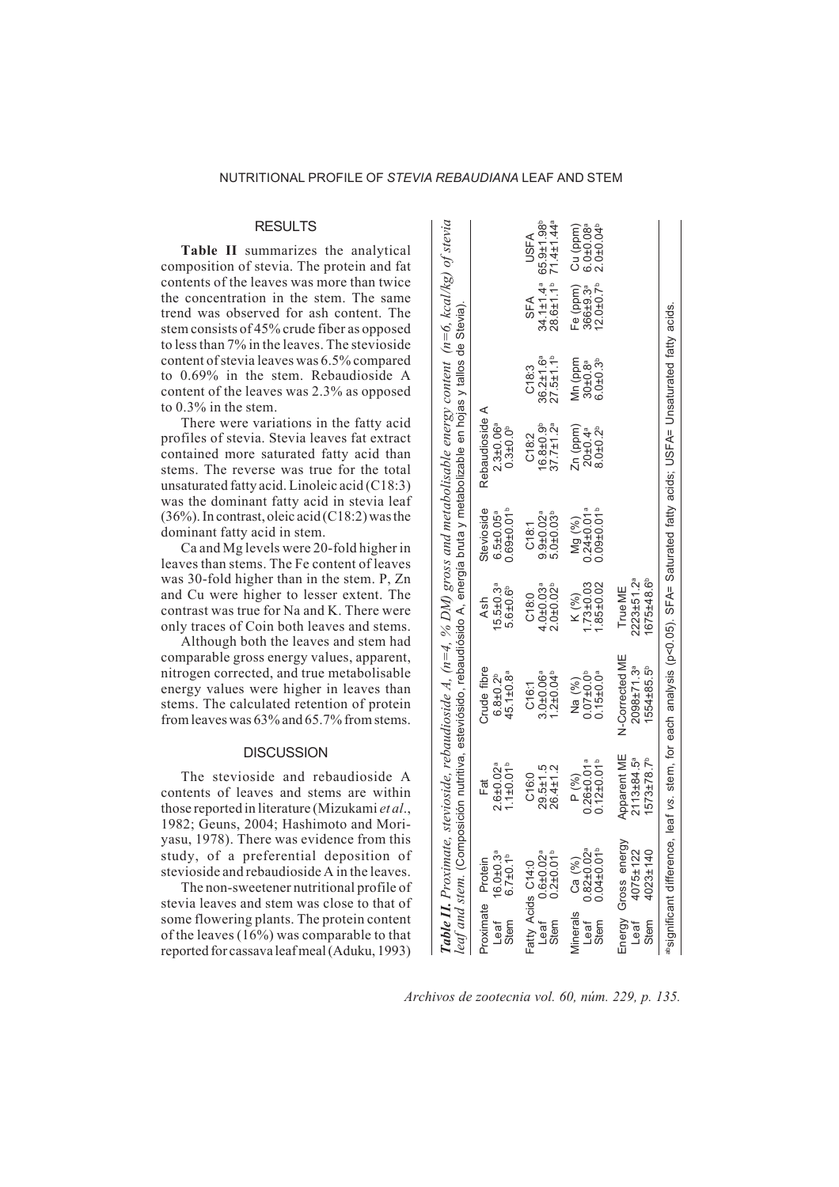## RESULTS

**Table II** summarizes the analytical composition of stevia. The protein and fat contents of the leaves was more than twice the concentration in the stem. The same trend was observed for ash content. The stem consists of 45% crude fiber as opposed to less than 7% in the leaves. The stevioside content of stevia leaves was 6.5% compared to 0.69% in the stem. Rebaudioside A content of the leaves was 2.3% as opposed to 0.3% in the stem.

There were variations in the fatty acid profiles of stevia. Stevia leaves fat extract contained more saturated fatty acid than stems. The reverse was true for the total unsaturated fatty acid. Linoleic acid (C18:3) was the dominant fatty acid in stevia leaf (36%). In contrast, oleic acid (C18:2) was the dominant fatty acid in stem.

Ca and Mg levels were 20-fold higher in leaves than stems. The Fe content of leaves was 30-fold higher than in the stem. P, Zn and Cu were higher to lesser extent. The contrast was true for Na and K. There were only traces of Coin both leaves and stems.

Although both the leaves and stem had comparable gross energy values, apparent, nitrogen corrected, and true metabolisable energy values were higher in leaves than stems. The calculated retention of protein from leaves was 63% and 65.7% from stems.

## DISCUSSION

The stevioside and rebaudioside A contents of leaves and stems are within those reported in literature (Mizukami *et al*., 1982; Geuns, 2004; Hashimoto and Moriyasu, 1978). There was evidence from this study, of a preferential deposition of stevioside and rebaudioside A in the leaves.

The non-sweetener nutritional profile of stevia leaves and stem was close to that of some flowering plants. The protein content of the leaves (16%) was comparable to that reported for cassava leaf meal (Aduku, 1993)

***Table II.*** *Proximate, stevioside, rebaudioside A, (n=4, % DM) gross and metabolisable energy content (n=6, kcal/kg) of stevia leaf and stem.* (Composición nutritiva, esteviósido, rebaudiósido A, energía bruta y metabolizable en hojas y tallos de Stevia).

| Proximate | Protein | Fat | Crude fibre | Ash | Stevioside | Rebaudioside A | | | |
|---|---|---|---|---|---|---|---|---|---|
| Leaf | 16.0±0.3[a] | 2.6±0.02[a] | 6.8±0.2[b] | 15.5±0.3[a] | 6.5±0.05[a] | 2.3±0.06[a] | | | |
| Stem | 6.7±0.1[b] | 1.1±0.01[b] | 45.1±0.8[a] | 5.6±0.6[b] | 0.69±0.01[b] | 0.3±0.0[b] | | | |
| **Fatty Acids** | **C14:0** | **C16:0** | **C16:1** | **C18:0** | **C18:1** | **C18:2** | **C18:3** | **SFA** | **USFA** |
| Leaf | 0.6±0.02[a] | 29.5±1.5 | 3.0±0.06[a] | 4.0±0.03[a] | 9.9±0.02[a] | 16.8±0.9[b] | 36.2±1.6[a] | 34.1±1.4[a] | 65.9±1.98[b] |
| Stem | 0.2±0.01[b] | 26.4±1.2 | 1.2±0.04[b] | 2.0±0.02[b] | 5.0±0.03[b] | 37.7±1.2[a] | 27.5±1.1[b] | 28.6±1.1[b] | 71.4±1.44[a] |
| **Minerals** | **Ca (%)** | **P (%)** | **Na (%)** | **K (%)** | **Mg (%)** | **Zn (ppm)** | **Mn (ppm)** | **Fe (ppm)** | **Cu (ppm)** |
| Leaf | 0.82±0.02[a] | 0.26±0.01[a] | 0.07±0.0[b] | 1.73±0.03 | 0.24±0.01[a] | 20±0.4[a] | 30±0.8[a] | 366±9.3[a] | 6.0±0.08[a] |
| Stem | 0.04±0.01[b] | 0.12±0.01[b] | 0.15±0.0[a] | 1.85±0.02 | 0.09±0.01[b] | 8.0±0.2[b] | 6.0±0.3[b] | 12.0±0.7[b] | 2.0±0.04[b] |
| **Energy** | **Gross energy** | **Apparent ME** | **N-Corrected ME** | **True ME** | | | | | |
| Leaf | 4075±122 | 2113±84.5[a] | 2098±71.3[a] | 2223±51.2[a] | | | | | |
| Stem | 4023±140 | 1573±78.7[b] | 1554±85.5[b] | 1675±48.6[b] | | | | | |

[ab]significant difference, leaf *vs*. stem, for each analysis (p<0.05). SFA= Saturated fatty acids; USFA= Unsaturated fatty acids.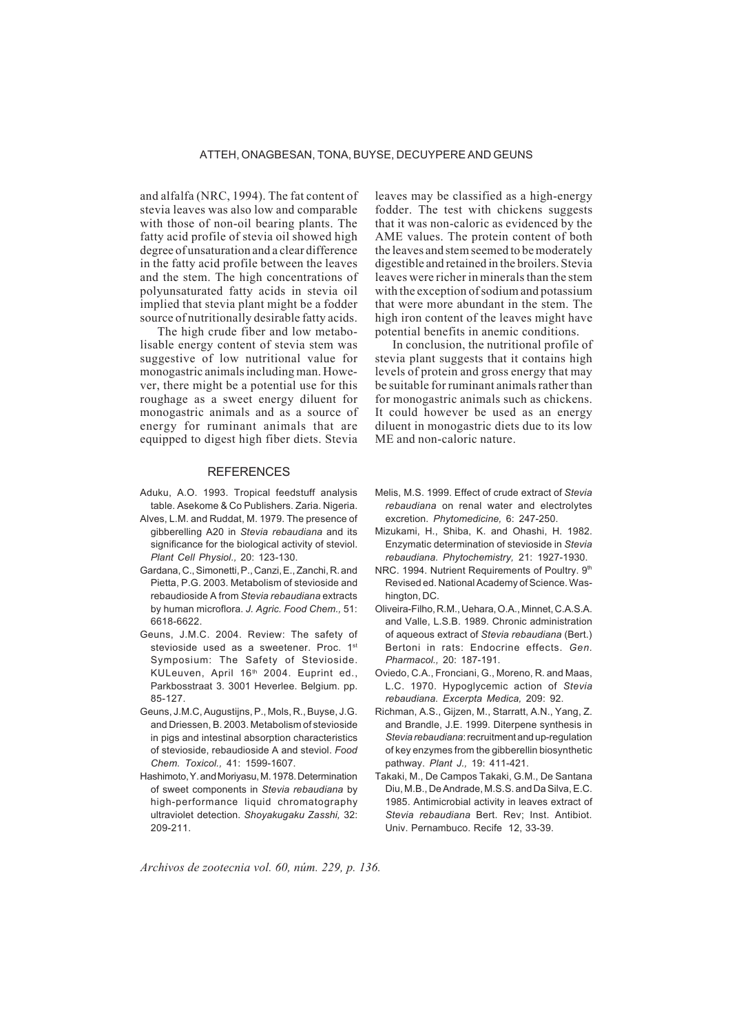and alfalfa (NRC, 1994). The fat content of stevia leaves was also low and comparable with those of non-oil bearing plants. The fatty acid profile of stevia oil showed high degree of unsaturation and a clear difference in the fatty acid profile between the leaves and the stem. The high concentrations of polyunsaturated fatty acids in stevia oil implied that stevia plant might be a fodder source of nutritionally desirable fatty acids.

The high crude fiber and low metabolisable energy content of stevia stem was suggestive of low nutritional value for monogastric animals including man. However, there might be a potential use for this roughage as a sweet energy diluent for monogastric animals and as a source of energy for ruminant animals that are equipped to digest high fiber diets. Stevia leaves may be classified as a high-energy fodder. The test with chickens suggests that it was non-caloric as evidenced by the AME values. The protein content of both the leaves and stem seemed to be moderately digestible and retained in the broilers. Stevia leaves were richer in minerals than the stem with the exception of sodium and potassium that were more abundant in the stem. The high iron content of the leaves might have potential benefits in anemic conditions.

In conclusion, the nutritional profile of stevia plant suggests that it contains high levels of protein and gross energy that may be suitable for ruminant animals rather than for monogastric animals such as chickens. It could however be used as an energy diluent in monogastric diets due to its low ME and non-caloric nature.

## REFERENCES

Aduku, A.O. 1993. Tropical feedstuff analysis table. Asekome & Co Publishers. Zaria. Nigeria.

Alves, L.M. and Ruddat, M. 1979. The presence of gibberelling A20 in *Stevia rebaudiana* and its significance for the biological activity of steviol. *Plant Cell Physiol.,* 20: 123-130.

Gardana, C., Simonetti, P., Canzi, E., Zanchi, R. and Pietta, P.G. 2003. Metabolism of stevioside and rebaudioside A from *Stevia rebaudiana* extracts by human microflora. *J. Agric. Food Chem.,* 51: 6618-6622.

Geuns, J.M.C. 2004. Review: The safety of stevioside used as a sweetener. Proc. 1st Symposium: The Safety of Stevioside. KULeuven, April 16th 2004. Euprint ed., Parkbosstraat 3. 3001 Heverlee. Belgium. pp. 85-127.

Geuns, J.M.C, Augustijns, P., Mols, R., Buyse, J.G. and Driessen, B. 2003. Metabolism of stevioside in pigs and intestinal absorption characteristics of stevioside, rebaudioside A and steviol. *Food Chem. Toxicol.,* 41: 1599-1607.

Hashimoto, Y. and Moriyasu, M. 1978. Determination of sweet components in *Stevia rebaudiana* by high-performance liquid chromatography ultraviolet detection. *Shoyakugaku Zasshi,* 32: 209-211.

Melis, M.S. 1999. Effect of crude extract of *Stevia rebaudiana* on renal water and electrolytes excretion. *Phytomedicine,* 6: 247-250.

Mizukami, H., Shiba, K. and Ohashi, H. 1982. Enzymatic determination of stevioside in *Stevia rebaudiana. Phytochemistry,* 21: 1927-1930.

NRC. 1994. Nutrient Requirements of Poultry. 9th Revised ed. National Academy of Science. Washington, DC.

Oliveira-Filho, R.M., Uehara, O.A., Minnet, C.A.S.A. and Valle, L.S.B. 1989. Chronic administration of aqueous extract of *Stevia rebaudiana* (Bert.) Bertoni in rats: Endocrine effects. *Gen. Pharmacol.,* 20: 187-191.

Oviedo, C.A., Fronciani, G., Moreno, R. and Maas, L.C. 1970. Hypoglycemic action of *Stevia rebaudiana. Excerpta Medica,* 209: 92.

Richman, A.S., Gijzen, M., Starratt, A.N., Yang, Z. and Brandle, J.E. 1999. Diterpene synthesis in *Stevia rebaudiana*: recruitment and up-regulation of key enzymes from the gibberellin biosynthetic pathway. *Plant J.,* 19: 411-421.

Takaki, M., De Campos Takaki, G.M., De Santana Diu, M.B., De Andrade, M.S.S. and Da Silva, E.C. 1985. Antimicrobial activity in leaves extract of *Stevia rebaudiana* Bert. Rev; Inst. Antibiot. Univ. Pernambuco. Recife 12, 33-39.